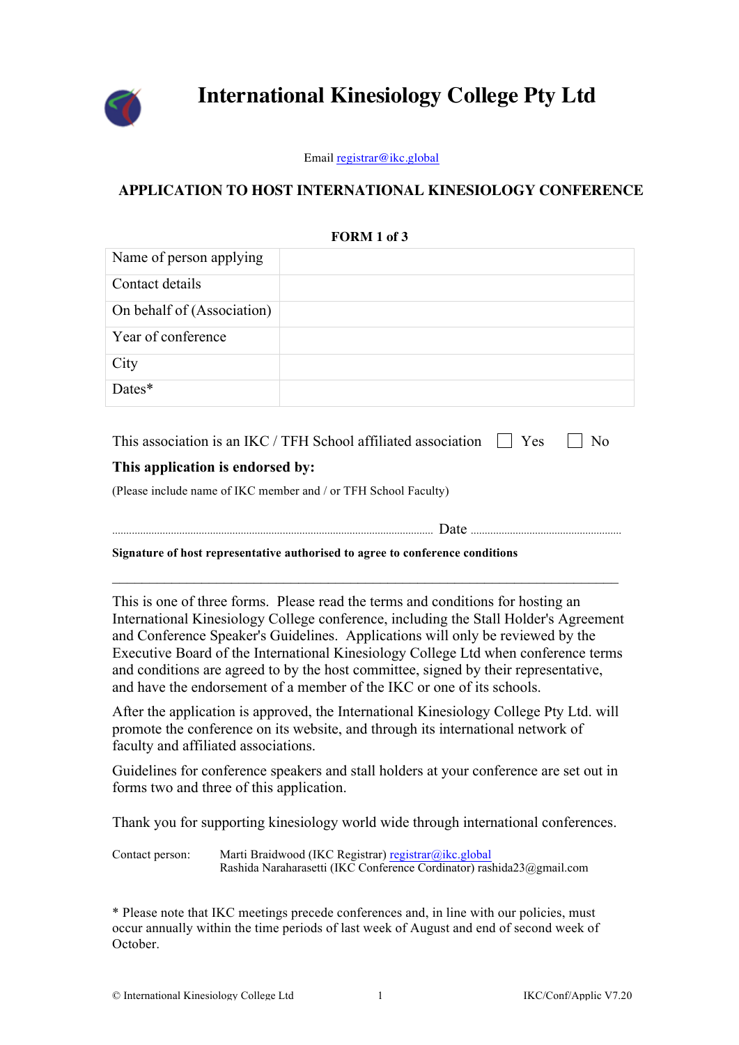# International Kinesiology College Pty Ltd

Email registrar@ikc.global

## APPLICATION TO HOST INTERNATIONAL KINESIOLOGY CONFERENCE

**FORM 1 of 3**

| Name of person applying | |
|---|---|
| Contact details | |
| On behalf of (Association) | |
| Year of conference | |
| City | |
| Dates* | |

This association is an IKC / TFH School affiliated association ☐ Yes ☐ No

**This application is endorsed by:**

(Please include name of IKC member and / or TFH School Faculty)

.............................................................................................................. Date ..............................................

**Signature of host representative authorised to agree to conference conditions**

---

This is one of three forms. Please read the terms and conditions for hosting an International Kinesiology College conference, including the Stall Holder's Agreement and Conference Speaker's Guidelines. Applications will only be reviewed by the Executive Board of the International Kinesiology College Ltd when conference terms and conditions are agreed to by the host committee, signed by their representative, and have the endorsement of a member of the IKC or one of its schools.

After the application is approved, the International Kinesiology College Pty Ltd. will promote the conference on its website, and through its international network of faculty and affiliated associations.

Guidelines for conference speakers and stall holders at your conference are set out in forms two and three of this application.

Thank you for supporting kinesiology world wide through international conferences.

Contact person: Marti Braidwood (IKC Registrar) registrar@ikc.global
Rashida Naraharasetti (IKC Conference Cordinator) rashida23@gmail.com

* Please note that IKC meetings precede conferences and, in line with our policies, must occur annually within the time periods of last week of August and end of second week of October.

© International Kinesiology College Ltd IKC/Conf/Applic V7.20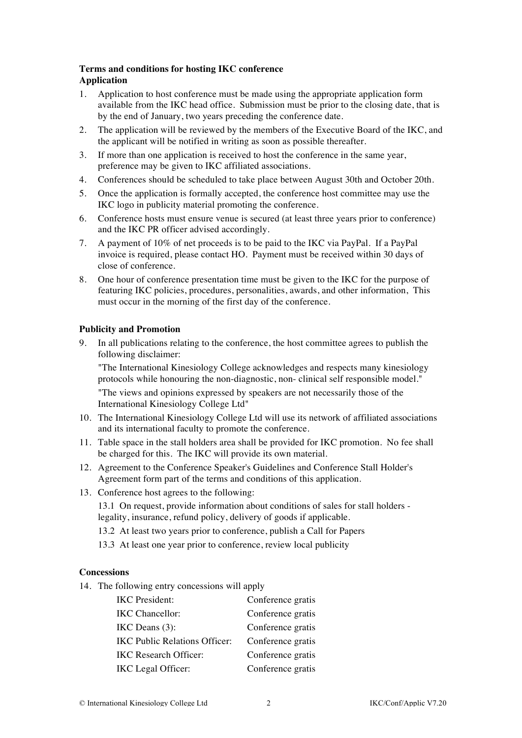**Terms and conditions for hosting IKC conference**

**Application**

1. Application to host conference must be made using the appropriate application form available from the IKC head office. Submission must be prior to the closing date, that is by the end of January, two years preceding the conference date.
2. The application will be reviewed by the members of the Executive Board of the IKC, and the applicant will be notified in writing as soon as possible thereafter.
3. If more than one application is received to host the conference in the same year, preference may be given to IKC affiliated associations.
4. Conferences should be scheduled to take place between August 30th and October 20th.
5. Once the application is formally accepted, the conference host committee may use the IKC logo in publicity material promoting the conference.
6. Conference hosts must ensure venue is secured (at least three years prior to conference) and the IKC PR officer advised accordingly.
7. A payment of 10% of net proceeds is to be paid to the IKC via PayPal. If a PayPal invoice is required, please contact HO. Payment must be received within 30 days of close of conference.
8. One hour of conference presentation time must be given to the IKC for the purpose of featuring IKC policies, procedures, personalities, awards, and other information, This must occur in the morning of the first day of the conference.

**Publicity and Promotion**

9. In all publications relating to the conference, the host committee agrees to publish the following disclaimer:

   "The International Kinesiology College acknowledges and respects many kinesiology protocols while honouring the non-diagnostic, non- clinical self responsible model."

   "The views and opinions expressed by speakers are not necessarily those of the International Kinesiology College Ltd"
10. The International Kinesiology College Ltd will use its network of affiliated associations and its international faculty to promote the conference.
11. Table space in the stall holders area shall be provided for IKC promotion. No fee shall be charged for this. The IKC will provide its own material.
12. Agreement to the Conference Speaker's Guidelines and Conference Stall Holder's Agreement form part of the terms and conditions of this application.
13. Conference host agrees to the following:

    13.1 On request, provide information about conditions of sales for stall holders - legality, insurance, refund policy, delivery of goods if applicable.

    13.2 At least two years prior to conference, publish a Call for Papers

    13.3 At least one year prior to conference, review local publicity

**Concessions**

14. The following entry concessions will apply

| | |
|---|---|
| IKC President: | Conference gratis |
| IKC Chancellor: | Conference gratis |
| IKC Deans (3): | Conference gratis |
| IKC Public Relations Officer: | Conference gratis |
| IKC Research Officer: | Conference gratis |
| IKC Legal Officer: | Conference gratis |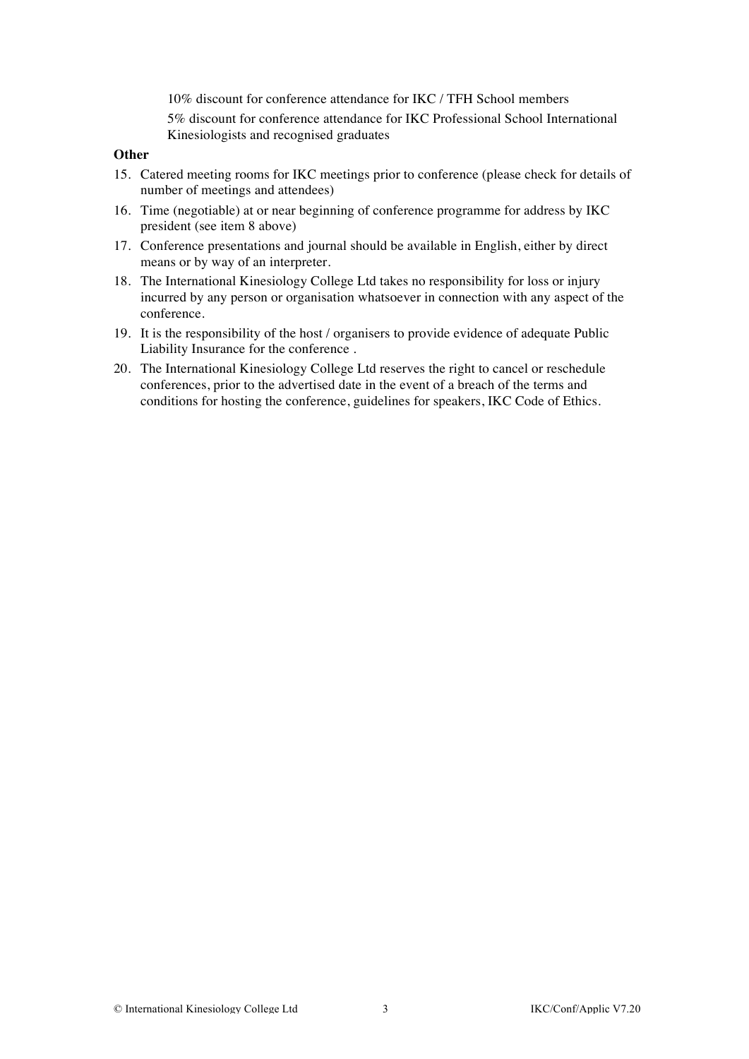10% discount for conference attendance for IKC / TFH School members

5% discount for conference attendance for IKC Professional School International Kinesiologists and recognised graduates

**Other**

15. Catered meeting rooms for IKC meetings prior to conference (please check for details of number of meetings and attendees)
16. Time (negotiable) at or near beginning of conference programme for address by IKC president (see item 8 above)
17. Conference presentations and journal should be available in English, either by direct means or by way of an interpreter.
18. The International Kinesiology College Ltd takes no responsibility for loss or injury incurred by any person or organisation whatsoever in connection with any aspect of the conference.
19. It is the responsibility of the host / organisers to provide evidence of adequate Public Liability Insurance for the conference .
20. The International Kinesiology College Ltd reserves the right to cancel or reschedule conferences, prior to the advertised date in the event of a breach of the terms and conditions for hosting the conference, guidelines for speakers, IKC Code of Ethics.